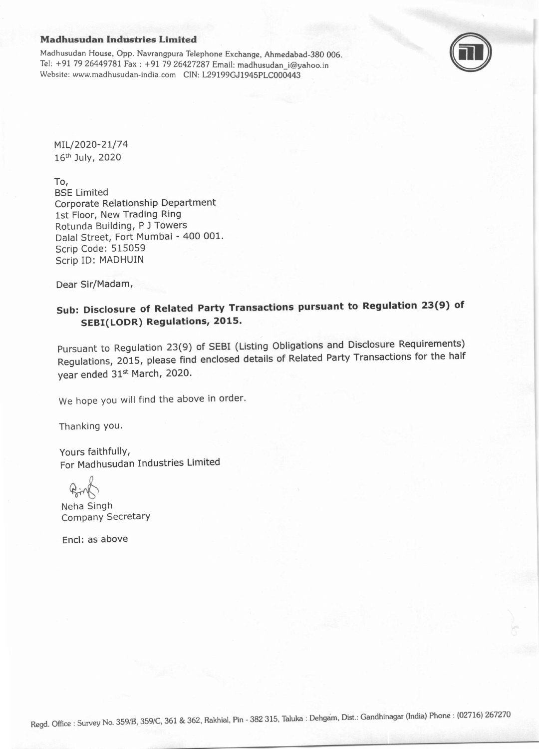**Madhusudan Industries Limited**

Madhusudan House, Opp. Navrangpura Telephone Exchange, Ahmedabad-380 006.
Tel: +91 79 26449781 Fax : +91 79 26427287 Email: madhusudan_i@yahoo.in
Website: www.madhusudan-india.com CIN: L29199GJ1945PLC000443

MIL/2020-21/74
16th July, 2020

To,
BSE Limited
Corporate Relationship Department
1st Floor, New Trading Ring
Rotunda Building, P J Towers
Dalal Street, Fort Mumbai - 400 001.
Scrip Code: 515059
Scrip ID: MADHUIN

Dear Sir/Madam,

**Sub: Disclosure of Related Party Transactions pursuant to Regulation 23(9) of SEBI(LODR) Regulations, 2015.**

Pursuant to Regulation 23(9) of SEBI (Listing Obligations and Disclosure Requirements) Regulations, 2015, please find enclosed details of Related Party Transactions for the half year ended 31st March, 2020.

We hope you will find the above in order.

Thanking you.

Yours faithfully,
For Madhusudan Industries Limited

Neha Singh
Company Secretary

Encl: as above

Regd. Office : Survey No. 359/B, 359/C, 361 & 362, Rakhial, Pin - 382 315, Taluka : Dehgam, Dist.: Gandhinagar (India) Phone : (02716) 267270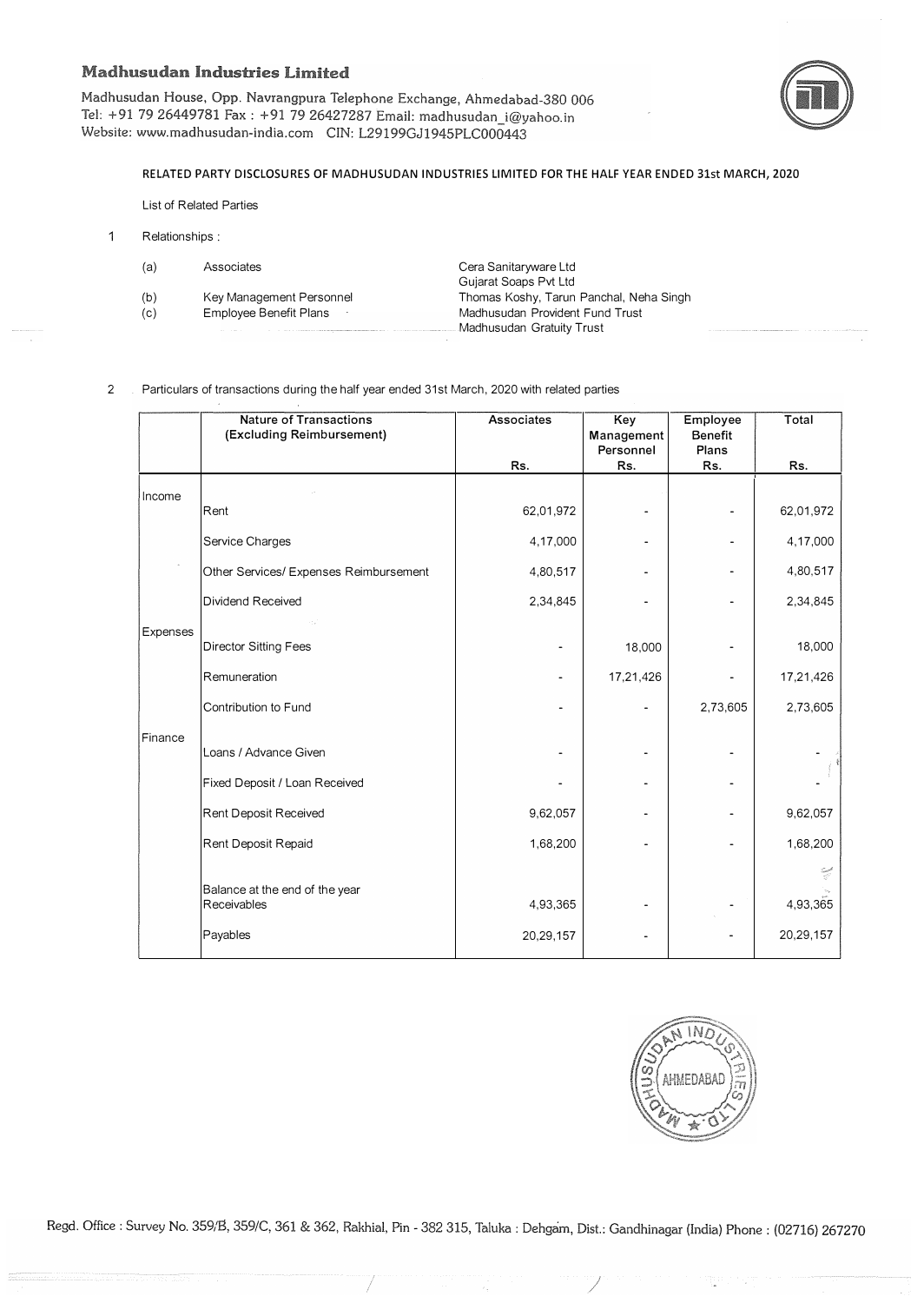**Madhusudan Industries Limited**

Madhusudan House, Opp. Navrangpura Telephone Exchange, Ahmedabad-380 006
Tel: +91 79 26449781 Fax : +91 79 26427287 Email: madhusudan_i@yahoo.in
Website: www.madhusudan-india.com CIN: L29199GJ1945PLC000443

### RELATED PARTY DISCLOSURES OF MADHUSUDAN INDUSTRIES LIMITED FOR THE HALF YEAR ENDED 31st MARCH, 2020

List of Related Parties

1 Relationships :

| | | |
|---|---|---|
| (a) | Associates | Cera Sanitaryware Ltd<br>Gujarat Soaps Pvt Ltd |
| (b) | Key Management Personnel | Thomas Koshy, Tarun Panchal, Neha Singh |
| (c) | Employee Benefit Plans | Madhusudan Provident Fund Trust<br>Madhusudan Gratuity Trust |

2 Particulars of transactions during the half year ended 31st March, 2020 with related parties

| | Nature of Transactions (Excluding Reimbursement) | Associates Rs. | Key Management Personnel Rs. | Employee Benefit Plans Rs. | Total Rs. |
|---|---|---|---|---|---|
| Income | | | | | |
| | Rent | 62,01,972 | - | - | 62,01,972 |
| | Service Charges | 4,17,000 | - | - | 4,17,000 |
| | Other Services/ Expenses Reimbursement | 4,80,517 | - | - | 4,80,517 |
| | Dividend Received | 2,34,845 | - | - | 2,34,845 |
| Expenses | | | | | |
| | Director Sitting Fees | - | 18,000 | - | 18,000 |
| | Remuneration | - | 17,21,426 | - | 17,21,426 |
| | Contribution to Fund | - | - | 2,73,605 | 2,73,605 |
| Finance | | | | | |
| | Loans / Advance Given | - | - | - | - |
| | Fixed Deposit / Loan Received | - | - | - | - |
| | Rent Deposit Received | 9,62,057 | - | - | 9,62,057 |
| | Rent Deposit Repaid | 1,68,200 | - | - | 1,68,200 |
| | Balance at the end of the year<br>Receivables | 4,93,365 | - | - | 4,93,365 |
| | Payables | 20,29,157 | - | - | 20,29,157 |

Regd. Office : Survey No. 359/B, 359/C, 361 & 362, Rakhial, Pin - 382 315, Taluka : Dehgam, Dist.: Gandhinagar (India) Phone : (02716) 267270